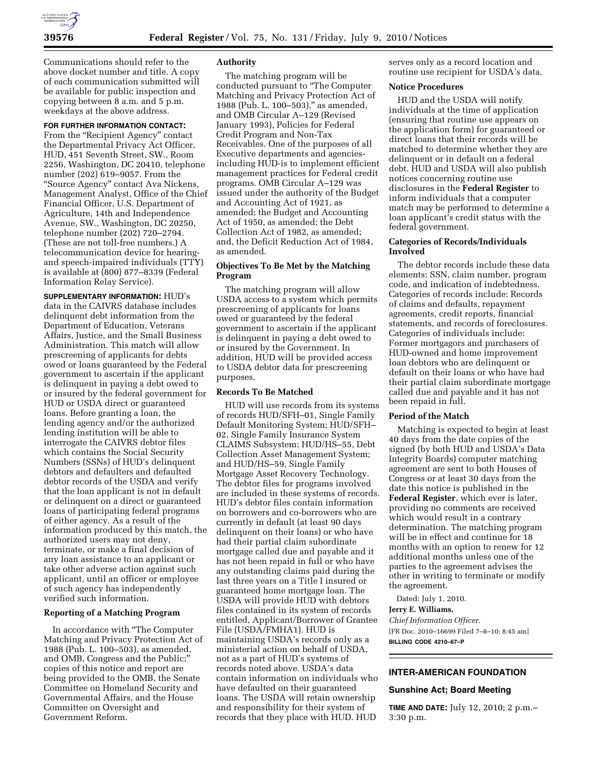Communications should refer to the above docket number and title. A copy of each communication submitted will be available for public inspection and copying between 8 a.m. and 5 p.m. weekdays at the above address.

**FOR FURTHER INFORMATION CONTACT:** From the "Recipient Agency" contact the Departmental Privacy Act Officer, HUD, 451 Seventh Street, SW., Room 2256, Washington, DC 20410, telephone number (202) 619–9057. From the "Source Agency" contact Ava Nickens, Management Analyst, Office of the Chief Financial Officer, U.S. Department of Agriculture, 14th and Independence Avenue, SW., Washington, DC 20250, telephone number (202) 720–2794. (These are not toll-free numbers.) A telecommunication device for hearing- and speech-impaired individuals (TTY) is available at (800) 877–8339 (Federal Information Relay Service).

**SUPPLEMENTARY INFORMATION:** HUD's data in the CAIVRS database includes delinquent debt information from the Department of Education, Veterans Affairs, Justice, and the Small Business Administration. This match will allow prescreening of applicants for debts owed or loans guaranteed by the Federal government to ascertain if the applicant is delinquent in paying a debt owed to or insured by the federal government for HUD or USDA direct or guaranteed loans. Before granting a loan, the lending agency and/or the authorized lending institution will be able to interrogate the CAIVRS debtor files which contains the Social Security Numbers (SSNs) of HUD's delinquent debtors and defaulters and defaulted debtor records of the USDA and verify that the loan applicant is not in default or delinquent on a direct or guaranteed loans of participating federal programs of either agency. As a result of the information produced by this match, the authorized users may not deny, terminate, or make a final decision of any loan assistance to an applicant or take other adverse action against such applicant, until an officer or employee of such agency has independently verified such information.

### Reporting of a Matching Program

In accordance with "The Computer Matching and Privacy Protection Act of 1988 (Pub. L. 100–503), as amended, and OMB, Congress and the Public;" copies of this notice and report are being provided to the OMB, the Senate Committee on Homeland Security and Governmental Affairs, and the House Committee on Oversight and Government Reform.

### Authority

The matching program will be conducted pursuant to "The Computer Matching and Privacy Protection Act of 1988 (Pub. L. 100–503)," as amended, and OMB Circular A–129 (Revised January 1993), Policies for Federal Credit Program and Non-Tax Receivables. One of the purposes of all Executive departments and agencies-including HUD-is to implement efficient management practices for Federal credit programs. OMB Circular A–129 was issued under the authority of the Budget and Accounting Act of 1921, as amended; the Budget and Accounting Act of 1950, as amended; the Debt Collection Act of 1982, as amended; and, the Deficit Reduction Act of 1984, as amended.

### Objectives To Be Met by the Matching Program

The matching program will allow USDA access to a system which permits prescreening of applicants for loans owed or guaranteed by the federal government to ascertain if the applicant is delinquent in paying a debt owed to or insured by the Government. In addition, HUD will be provided access to USDA debtor data for prescreening purposes.

### Records To Be Matched

HUD will use records from its systems of records HUD/SFH–01, Single Family Default Monitoring System; HUD/SFH–02, Single Family Insurance System CLAIMS Subsystem; HUD/HS–55, Debt Collection Asset Management System; and HUD/HS–59, Single Family Mortgage Asset Recovery Technology. The debtor files for programs involved are included in these systems of records. HUD's debtor files contain information on borrowers and co-borrowers who are currently in default (at least 90 days delinquent on their loans) or who have had their partial claim subordinate mortgage called due and payable and it has not been repaid in full or who have any outstanding claims paid during the last three years on a Title I insured or guaranteed home mortgage loan. The USDA will provide HUD with debtors files contained in its system of records entitled, Applicant/Borrower of Grantee File (USDA/FMHA1). HUD is maintaining USDA's records only as a ministerial action on behalf of USDA, not as a part of HUD's systems of records noted above. USDA's data contain information on individuals who have defaulted on their guaranteed loans. The USDA will retain ownership and responsibility for their system of records that they place with HUD. HUD serves only as a record location and routine use recipient for USDA's data.

### Notice Procedures

HUD and the USDA will notify individuals at the time of application (ensuring that routine use appears on the application form) for guaranteed or direct loans that their records will be matched to determine whether they are delinquent or in default on a federal debt. HUD and USDA will also publish notices concerning routine use disclosures in the **Federal Register** to inform individuals that a computer match may be performed to determine a loan applicant's credit status with the federal government.

### Categories of Records/Individuals Involved

The debtor records include these data elements: SSN, claim number, program code, and indication of indebtedness. Categories of records include: Records of claims and defaults, repayment agreements, credit reports, financial statements, and records of foreclosures. Categories of individuals include: Former mortgagors and purchasers of HUD-owned and home improvement loan debtors who are delinquent or default on their loans or who have had their partial claim subordinate mortgage called due and payable and it has not been repaid in full.

### Period of the Match

Matching is expected to begin at least 40 days from the date copies of the signed (by both HUD and USDA's Data Integrity Boards) computer matching agreement are sent to both Houses of Congress or at least 30 days from the date this notice is published in the **Federal Register**, which ever is later, providing no comments are received which would result in a contrary determination. The matching program will be in effect and continue for 18 months with an option to renew for 12 additional months unless one of the parties to the agreement advises the other in writing to terminate or modify the agreement.

Dated: July 1, 2010.

**Jerry E. Williams,**

*Chief Information Officer.*

[FR Doc. 2010–16699 Filed 7–8–10; 8:45 am]

**BILLING CODE 4210–67–P**

## INTER-AMERICAN FOUNDATION

### Sunshine Act; Board Meeting

**TIME AND DATE:** July 12, 2010; 2 p.m.–3:30 p.m.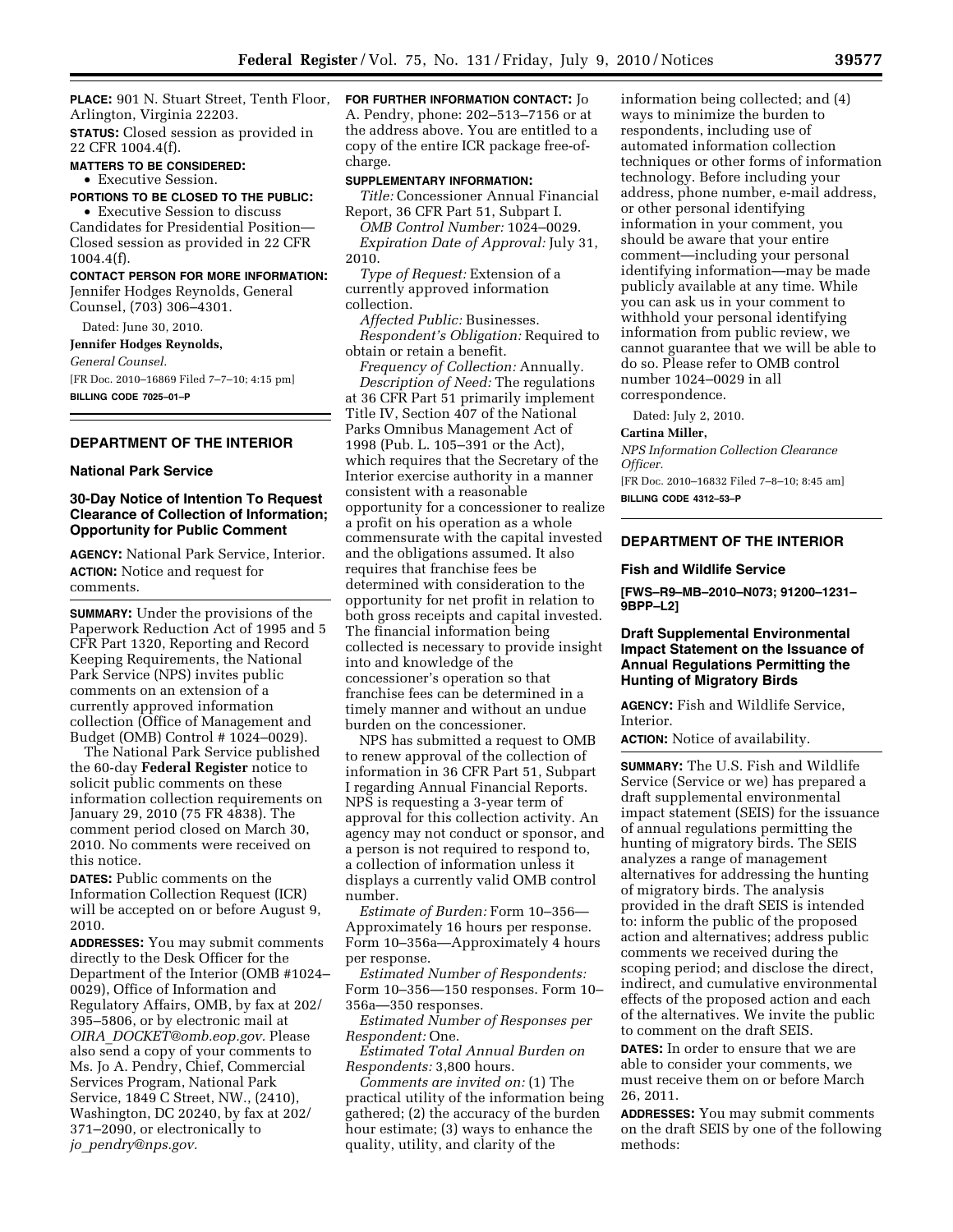**PLACE:** 901 N. Stuart Street, Tenth Floor, Arlington, Virginia 22203.

**STATUS:** Closed session as provided in 22 CFR 1004.4(f).

**MATTERS TO BE CONSIDERED:**

- Executive Session.

**PORTIONS TO BE CLOSED TO THE PUBLIC:**

- Executive Session to discuss Candidates for Presidential Position—Closed session as provided in 22 CFR 1004.4(f).

**CONTACT PERSON FOR MORE INFORMATION:** Jennifer Hodges Reynolds, General Counsel, (703) 306–4301.

Dated: June 30, 2010.

**Jennifer Hodges Reynolds,**

*General Counsel.*

[FR Doc. 2010–16869 Filed 7–7–10; 4:15 pm]

**BILLING CODE 7025–01–P**

## DEPARTMENT OF THE INTERIOR

### National Park Service

### 30-Day Notice of Intention To Request Clearance of Collection of Information; Opportunity for Public Comment

**AGENCY:** National Park Service, Interior.

**ACTION:** Notice and request for comments.

**SUMMARY:** Under the provisions of the Paperwork Reduction Act of 1995 and 5 CFR Part 1320, Reporting and Record Keeping Requirements, the National Park Service (NPS) invites public comments on an extension of a currently approved information collection (Office of Management and Budget (OMB) Control # 1024–0029).

The National Park Service published the 60-day **Federal Register** notice to solicit public comments on these information collection requirements on January 29, 2010 (75 FR 4838). The comment period closed on March 30, 2010. No comments were received on this notice.

**DATES:** Public comments on the Information Collection Request (ICR) will be accepted on or before August 9, 2010.

**ADDRESSES:** You may submit comments directly to the Desk Officer for the Department of the Interior (OMB #1024–0029), Office of Information and Regulatory Affairs, OMB, by fax at 202/395–5806, or by electronic mail at *OIRA_DOCKET@omb.eop.gov.* Please also send a copy of your comments to Ms. Jo A. Pendry, Chief, Commercial Services Program, National Park Service, 1849 C Street, NW., (2410), Washington, DC 20240, by fax at 202/371–2090, or electronically to *jo_pendry@nps.gov.*

**FOR FURTHER INFORMATION CONTACT:** Jo A. Pendry, phone: 202–513–7156 or at the address above. You are entitled to a copy of the entire ICR package free-of-charge.

**SUPPLEMENTARY INFORMATION:**

*Title:* Concessioner Annual Financial Report, 36 CFR Part 51, Subpart I.

*OMB Control Number:* 1024–0029.

*Expiration Date of Approval:* July 31, 2010.

*Type of Request:* Extension of a currently approved information collection.

*Affected Public:* Businesses.

*Respondent's Obligation:* Required to obtain or retain a benefit.

*Frequency of Collection:* Annually.

*Description of Need:* The regulations at 36 CFR Part 51 primarily implement Title IV, Section 407 of the National Parks Omnibus Management Act of 1998 (Pub. L. 105–391 or the Act), which requires that the Secretary of the Interior exercise authority in a manner consistent with a reasonable opportunity for a concessioner to realize a profit on his operation as a whole commensurate with the capital invested and the obligations assumed. It also requires that franchise fees be determined with consideration to the opportunity for net profit in relation to both gross receipts and capital invested. The financial information being collected is necessary to provide insight into and knowledge of the concessioner's operation so that franchise fees can be determined in a timely manner and without an undue burden on the concessioner.

NPS has submitted a request to OMB to renew approval of the collection of information in 36 CFR Part 51, Subpart I regarding Annual Financial Reports. NPS is requesting a 3-year term of approval for this collection activity. An agency may not conduct or sponsor, and a person is not required to respond to, a collection of information unless it displays a currently valid OMB control number.

*Estimate of Burden:* Form 10–356—Approximately 16 hours per response. Form 10–356a—Approximately 4 hours per response.

*Estimated Number of Respondents:* Form 10–356—150 responses. Form 10–356a—350 responses.

*Estimated Number of Responses per Respondent:* One.

*Estimated Total Annual Burden on Respondents:* 3,800 hours.

*Comments are invited on:* (1) The practical utility of the information being gathered; (2) the accuracy of the burden hour estimate; (3) ways to enhance the quality, utility, and clarity of the information being collected; and (4) ways to minimize the burden to respondents, including use of automated information collection techniques or other forms of information technology. Before including your address, phone number, e-mail address, or other personal identifying information in your comment, you should be aware that your entire comment—including your personal identifying information—may be made publicly available at any time. While you can ask us in your comment to withhold your personal identifying information from public review, we cannot guarantee that we will be able to do so. Please refer to OMB control number 1024–0029 in all correspondence.

Dated: July 2, 2010.

**Cartina Miller,**

*NPS Information Collection Clearance Officer.*

[FR Doc. 2010–16832 Filed 7–8–10; 8:45 am]

**BILLING CODE 4312–53–P**

## DEPARTMENT OF THE INTERIOR

### Fish and Wildlife Service

**[FWS–R9–MB–2010–N073; 91200–1231–9BPP–L2]**

### Draft Supplemental Environmental Impact Statement on the Issuance of Annual Regulations Permitting the Hunting of Migratory Birds

**AGENCY:** Fish and Wildlife Service, Interior.

**ACTION:** Notice of availability.

**SUMMARY:** The U.S. Fish and Wildlife Service (Service or we) has prepared a draft supplemental environmental impact statement (SEIS) for the issuance of annual regulations permitting the hunting of migratory birds. The SEIS analyzes a range of management alternatives for addressing the hunting of migratory birds. The analysis provided in the draft SEIS is intended to: inform the public of the proposed action and alternatives; address public comments we received during the scoping period; and disclose the direct, indirect, and cumulative environmental effects of the proposed action and each of the alternatives. We invite the public to comment on the draft SEIS.

**DATES:** In order to ensure that we are able to consider your comments, we must receive them on or before March 26, 2011.

**ADDRESSES:** You may submit comments on the draft SEIS by one of the following methods: